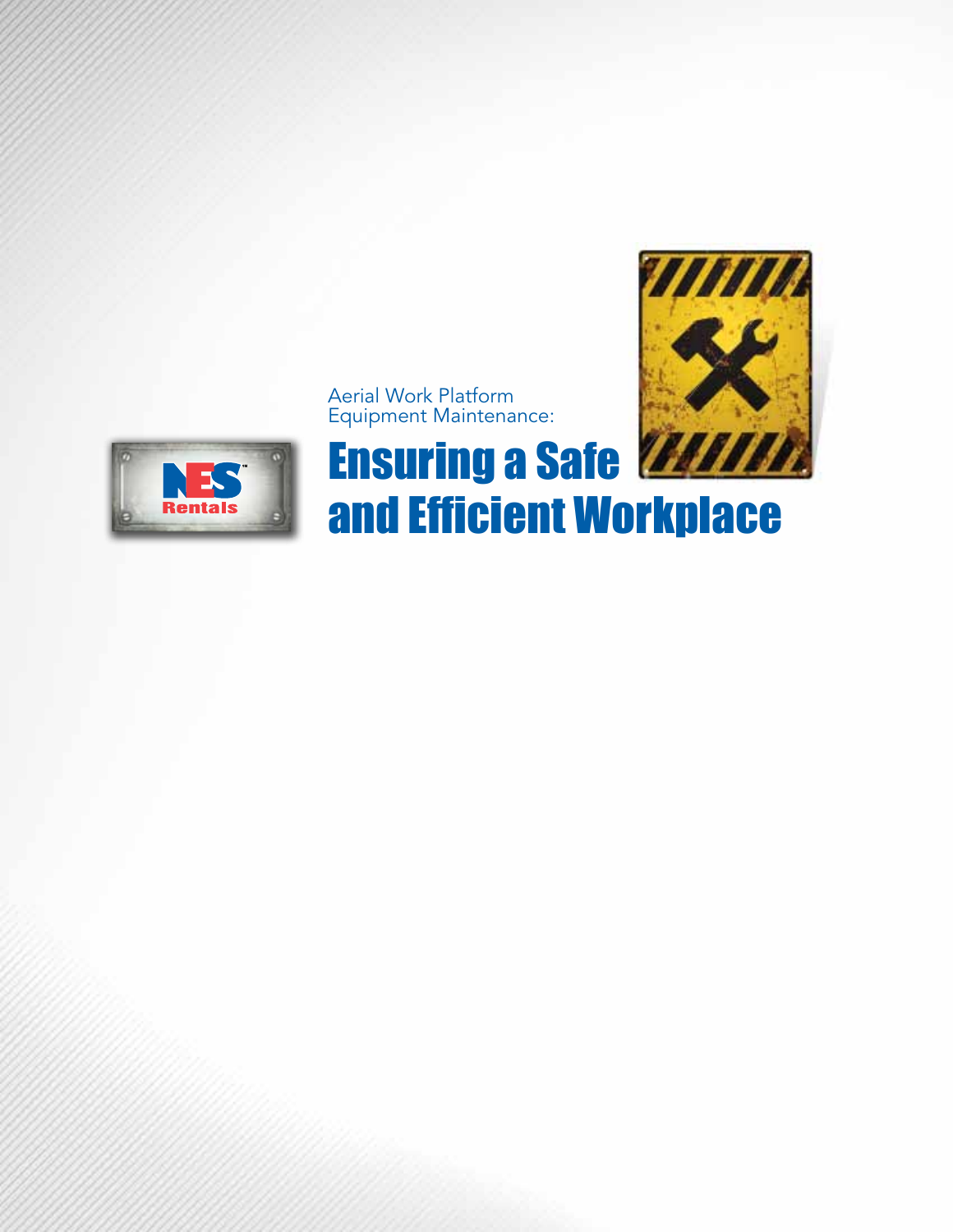Aerial Work Platform
Equipment Maintenance:

# Ensuring a Safe and Efficient Workplace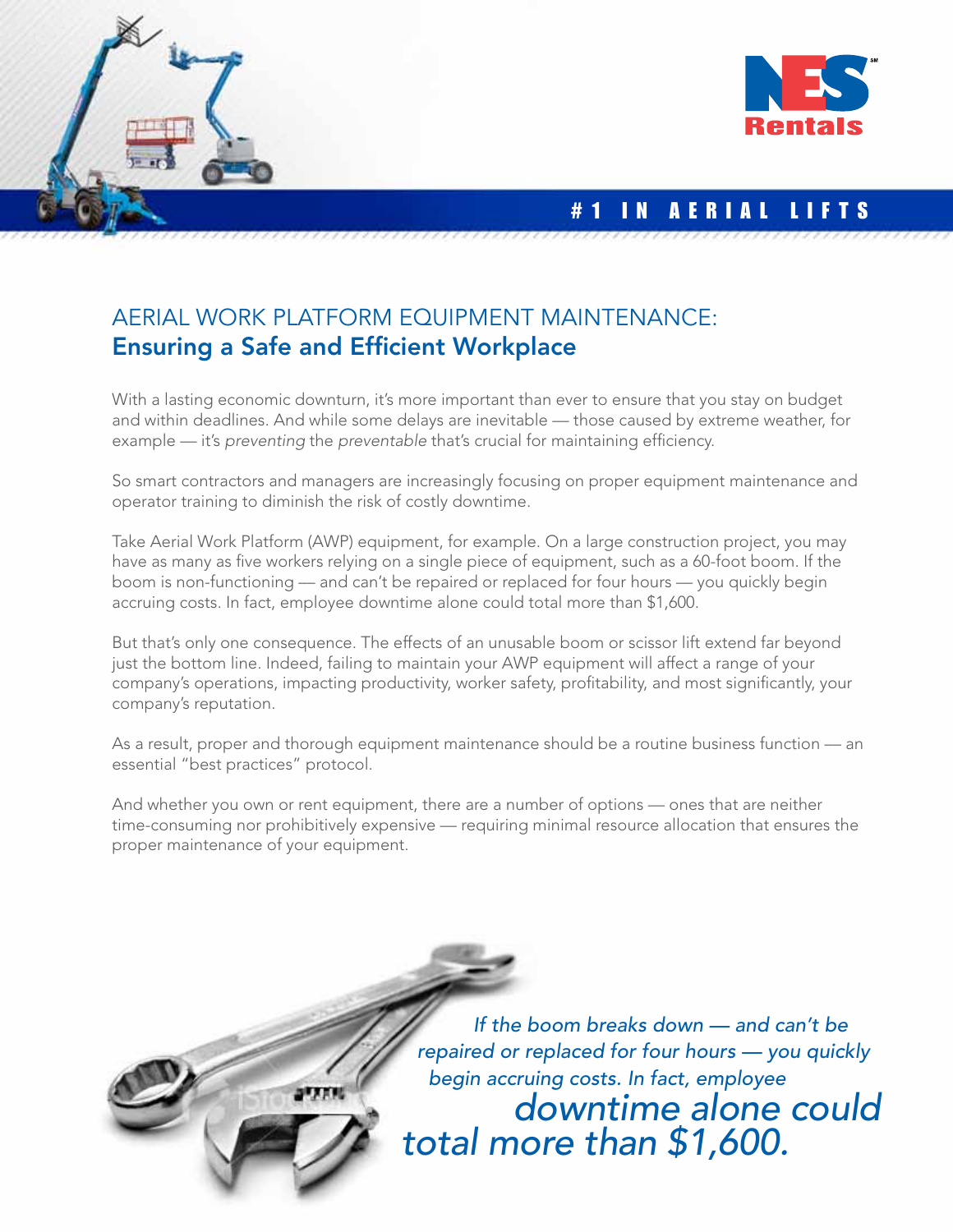#1 IN AERIAL LIFTS

# AERIAL WORK PLATFORM EQUIPMENT MAINTENANCE: Ensuring a Safe and Efficient Workplace

With a lasting economic downturn, it's more important than ever to ensure that you stay on budget and within deadlines. And while some delays are inevitable — those caused by extreme weather, for example — it's *preventing* the *preventable* that's crucial for maintaining efficiency.

So smart contractors and managers are increasingly focusing on proper equipment maintenance and operator training to diminish the risk of costly downtime.

Take Aerial Work Platform (AWP) equipment, for example. On a large construction project, you may have as many as five workers relying on a single piece of equipment, such as a 60-foot boom. If the boom is non-functioning — and can't be repaired or replaced for four hours — you quickly begin accruing costs. In fact, employee downtime alone could total more than $1,600.

But that's only one consequence. The effects of an unusable boom or scissor lift extend far beyond just the bottom line. Indeed, failing to maintain your AWP equipment will affect a range of your company's operations, impacting productivity, worker safety, profitability, and most significantly, your company's reputation.

As a result, proper and thorough equipment maintenance should be a routine business function — an essential "best practices" protocol.

And whether you own or rent equipment, there are a number of options — ones that are neither time-consuming nor prohibitively expensive — requiring minimal resource allocation that ensures the proper maintenance of your equipment.

> *If the boom breaks down — and can't be repaired or replaced for four hours — you quickly begin accruing costs. In fact, employee downtime alone could total more than $1,600.*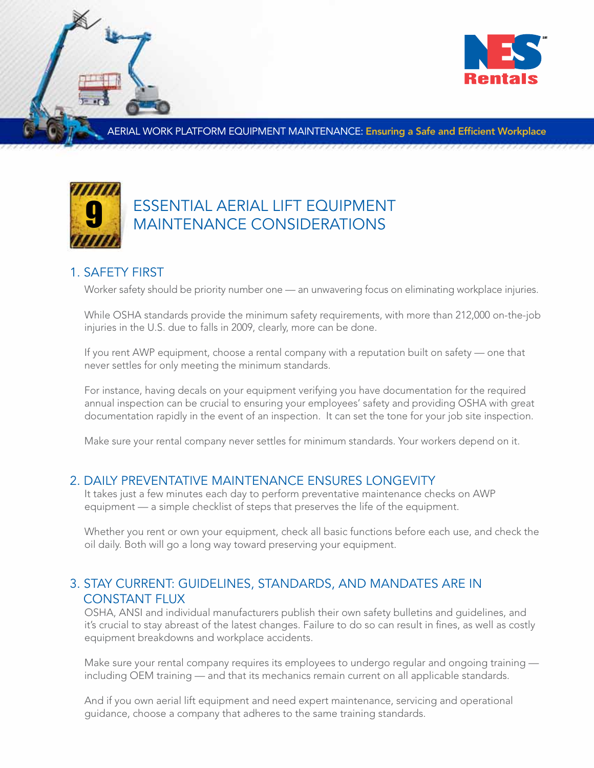# ESSENTIAL AERIAL LIFT EQUIPMENT MAINTENANCE CONSIDERATIONS

9

## 1. SAFETY FIRST

Worker safety should be priority number one — an unwavering focus on eliminating workplace injuries.

While OSHA standards provide the minimum safety requirements, with more than 212,000 on-the-job injuries in the U.S. due to falls in 2009, clearly, more can be done.

If you rent AWP equipment, choose a rental company with a reputation built on safety — one that never settles for only meeting the minimum standards.

For instance, having decals on your equipment verifying you have documentation for the required annual inspection can be crucial to ensuring your employees' safety and providing OSHA with great documentation rapidly in the event of an inspection. It can set the tone for your job site inspection.

Make sure your rental company never settles for minimum standards. Your workers depend on it.

## 2. DAILY PREVENTATIVE MAINTENANCE ENSURES LONGEVITY

It takes just a few minutes each day to perform preventative maintenance checks on AWP equipment — a simple checklist of steps that preserves the life of the equipment.

Whether you rent or own your equipment, check all basic functions before each use, and check the oil daily. Both will go a long way toward preserving your equipment.

## 3. STAY CURRENT: GUIDELINES, STANDARDS, AND MANDATES ARE IN CONSTANT FLUX

OSHA, ANSI and individual manufacturers publish their own safety bulletins and guidelines, and it's crucial to stay abreast of the latest changes. Failure to do so can result in fines, as well as costly equipment breakdowns and workplace accidents.

Make sure your rental company requires its employees to undergo regular and ongoing training — including OEM training — and that its mechanics remain current on all applicable standards.

And if you own aerial lift equipment and need expert maintenance, servicing and operational guidance, choose a company that adheres to the same training standards.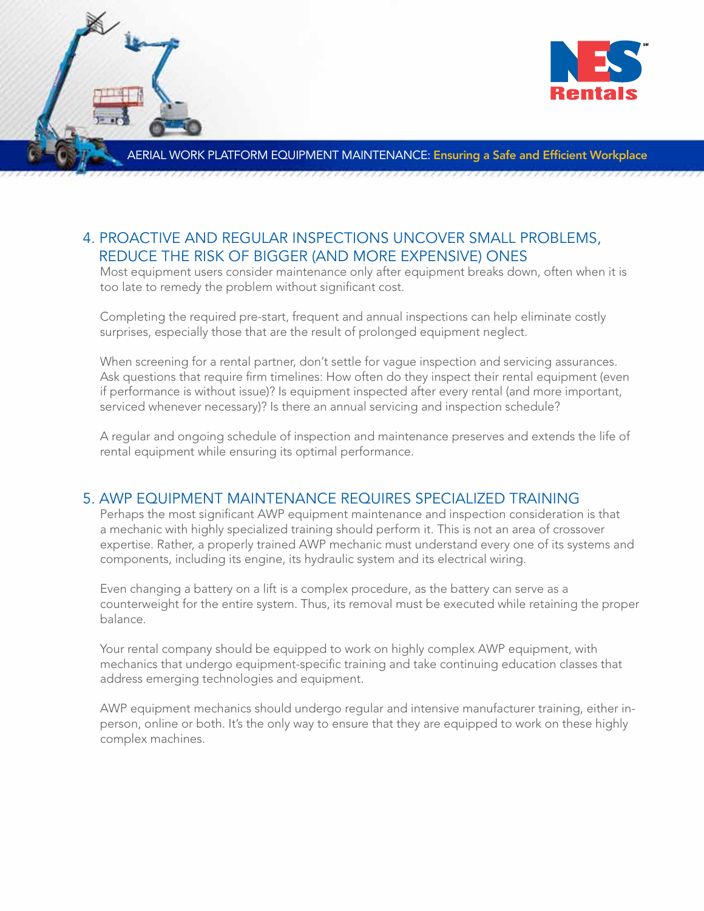## 4. PROACTIVE AND REGULAR INSPECTIONS UNCOVER SMALL PROBLEMS, REDUCE THE RISK OF BIGGER (AND MORE EXPENSIVE) ONES

Most equipment users consider maintenance only after equipment breaks down, often when it is too late to remedy the problem without significant cost.

Completing the required pre-start, frequent and annual inspections can help eliminate costly surprises, especially those that are the result of prolonged equipment neglect.

When screening for a rental partner, don't settle for vague inspection and servicing assurances. Ask questions that require firm timelines: How often do they inspect their rental equipment (even if performance is without issue)? Is equipment inspected after every rental (and more important, serviced whenever necessary)? Is there an annual servicing and inspection schedule?

A regular and ongoing schedule of inspection and maintenance preserves and extends the life of rental equipment while ensuring its optimal performance.

## 5. AWP EQUIPMENT MAINTENANCE REQUIRES SPECIALIZED TRAINING

Perhaps the most significant AWP equipment maintenance and inspection consideration is that a mechanic with highly specialized training should perform it. This is not an area of crossover expertise. Rather, a properly trained AWP mechanic must understand every one of its systems and components, including its engine, its hydraulic system and its electrical wiring.

Even changing a battery on a lift is a complex procedure, as the battery can serve as a counterweight for the entire system. Thus, its removal must be executed while retaining the proper balance.

Your rental company should be equipped to work on highly complex AWP equipment, with mechanics that undergo equipment-specific training and take continuing education classes that address emerging technologies and equipment.

AWP equipment mechanics should undergo regular and intensive manufacturer training, either in-person, online or both. It's the only way to ensure that they are equipped to work on these highly complex machines.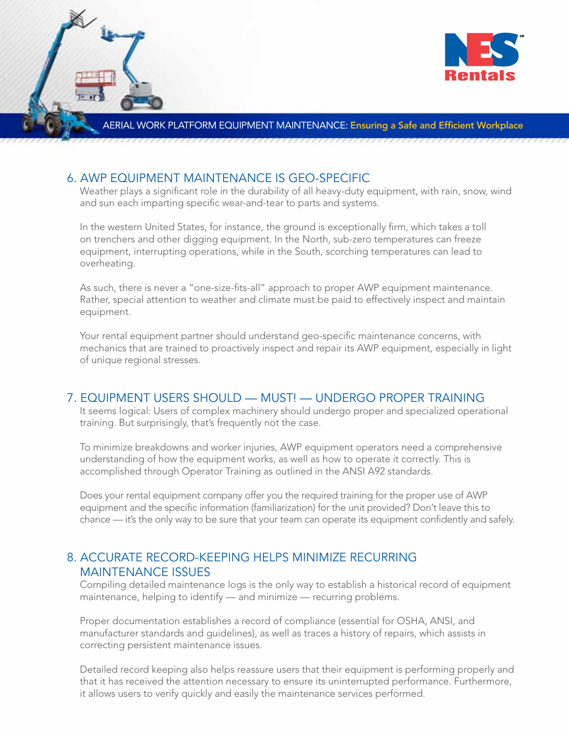## 6. AWP EQUIPMENT MAINTENANCE IS GEO-SPECIFIC

Weather plays a significant role in the durability of all heavy-duty equipment, with rain, snow, wind and sun each imparting specific wear-and-tear to parts and systems.

In the western United States, for instance, the ground is exceptionally firm, which takes a toll on trenchers and other digging equipment. In the North, sub-zero temperatures can freeze equipment, interrupting operations, while in the South, scorching temperatures can lead to overheating.

As such, there is never a "one-size-fits-all" approach to proper AWP equipment maintenance. Rather, special attention to weather and climate must be paid to effectively inspect and maintain equipment.

Your rental equipment partner should understand geo-specific maintenance concerns, with mechanics that are trained to proactively inspect and repair its AWP equipment, especially in light of unique regional stresses.

## 7. EQUIPMENT USERS SHOULD — MUST! — UNDERGO PROPER TRAINING

It seems logical: Users of complex machinery should undergo proper and specialized operational training. But surprisingly, that's frequently not the case.

To minimize breakdowns and worker injuries, AWP equipment operators need a comprehensive understanding of how the equipment works, as well as how to operate it correctly. This is accomplished through Operator Training as outlined in the ANSI A92 standards.

Does your rental equipment company offer you the required training for the proper use of AWP equipment and the specific information (familiarization) for the unit provided? Don't leave this to chance — it's the only way to be sure that your team can operate its equipment confidently and safely.

## 8. ACCURATE RECORD-KEEPING HELPS MINIMIZE RECURRING MAINTENANCE ISSUES

Compiling detailed maintenance logs is the only way to establish a historical record of equipment maintenance, helping to identify — and minimize — recurring problems.

Proper documentation establishes a record of compliance (essential for OSHA, ANSI, and manufacturer standards and guidelines), as well as traces a history of repairs, which assists in correcting persistent maintenance issues.

Detailed record keeping also helps reassure users that their equipment is performing properly and that it has received the attention necessary to ensure its uninterrupted performance. Furthermore, it allows users to verify quickly and easily the maintenance services performed.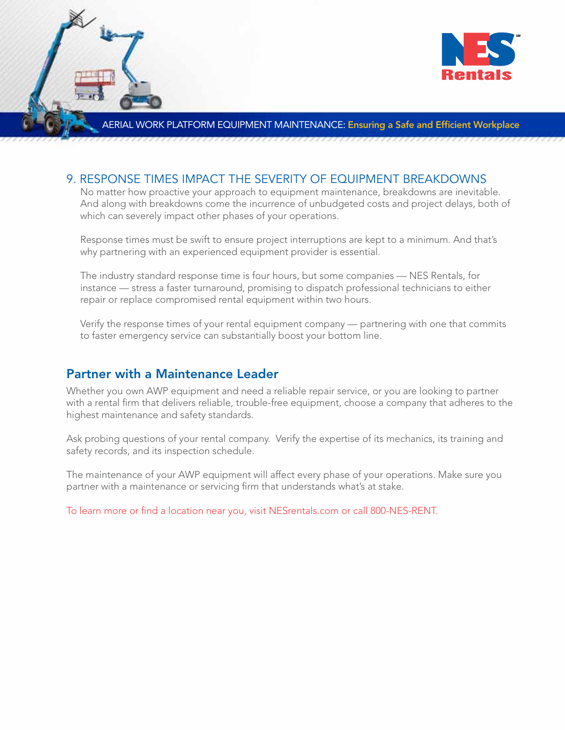## 9. RESPONSE TIMES IMPACT THE SEVERITY OF EQUIPMENT BREAKDOWNS

No matter how proactive your approach to equipment maintenance, breakdowns are inevitable. And along with breakdowns come the incurrence of unbudgeted costs and project delays, both of which can severely impact other phases of your operations.

Response times must be swift to ensure project interruptions are kept to a minimum. And that's why partnering with an experienced equipment provider is essential.

The industry standard response time is four hours, but some companies — NES Rentals, for instance — stress a faster turnaround, promising to dispatch professional technicians to either repair or replace compromised rental equipment within two hours.

Verify the response times of your rental equipment company — partnering with one that commits to faster emergency service can substantially boost your bottom line.

## Partner with a Maintenance Leader

Whether you own AWP equipment and need a reliable repair service, or you are looking to partner with a rental firm that delivers reliable, trouble-free equipment, choose a company that adheres to the highest maintenance and safety standards.

Ask probing questions of your rental company. Verify the expertise of its mechanics, its training and safety records, and its inspection schedule.

The maintenance of your AWP equipment will affect every phase of your operations. Make sure you partner with a maintenance or servicing firm that understands what's at stake.

To learn more or find a location near you, visit NESrentals.com or call 800-NES-RENT.